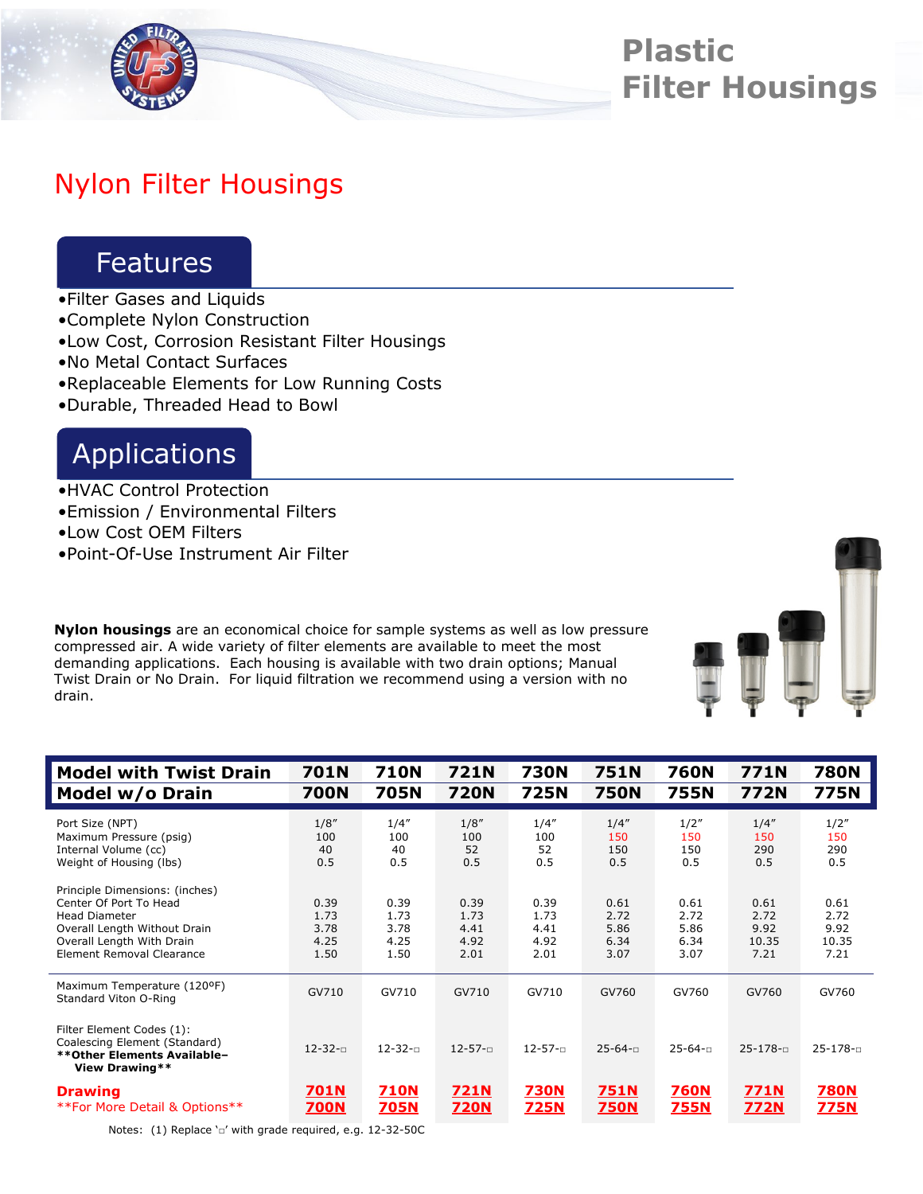# Plastic Filter Housings

## Nylon Filter Housings

### Features

- •Filter Gases and Liquids
- •Complete Nylon Construction
- •Low Cost, Corrosion Resistant Filter Housings
- •No Metal Contact Surfaces
- •Replaceable Elements for Low Running Costs
- •Durable, Threaded Head to Bowl

### Applications

- •HVAC Control Protection
- •Emission / Environmental Filters
- •Low Cost OEM Filters
- •Point-Of-Use Instrument Air Filter

**Nylon housings** are an economical choice for sample systems as well as low pressure compressed air. A wide variety of filter elements are available to meet the most demanding applications. Each housing is available with two drain options; Manual Twist Drain or No Drain. For liquid filtration we recommend using a version with no drain.

| **Model with Twist Drain** | **701N** | **710N** | **721N** | **730N** | **751N** | **760N** | **771N** | **780N** |
|---|---|---|---|---|---|---|---|---|
| **Model w/o Drain** | **700N** | **705N** | **720N** | **725N** | **750N** | **755N** | **772N** | **775N** |
| Port Size (NPT) | 1/8″ | 1/4″ | 1/8″ | 1/4″ | 1/4″ | 1/2″ | 1/4″ | 1/2″ |
| Maximum Pressure (psig) | 100 | 100 | 100 | 100 | 150 | 150 | 150 | 150 |
| Internal Volume (cc) | 40 | 40 | 52 | 52 | 150 | 150 | 290 | 290 |
| Weight of Housing (lbs) | 0.5 | 0.5 | 0.5 | 0.5 | 0.5 | 0.5 | 0.5 | 0.5 |
| Principle Dimensions: (inches) | | | | | | | | |
| Center Of Port To Head | 0.39 | 0.39 | 0.39 | 0.39 | 0.61 | 0.61 | 0.61 | 0.61 |
| Head Diameter | 1.73 | 1.73 | 1.73 | 1.73 | 2.72 | 2.72 | 2.72 | 2.72 |
| Overall Length Without Drain | 3.78 | 3.78 | 4.41 | 4.41 | 5.86 | 5.86 | 9.92 | 9.92 |
| Overall Length With Drain | 4.25 | 4.25 | 4.92 | 4.92 | 6.34 | 6.34 | 10.35 | 10.35 |
| Element Removal Clearance | 1.50 | 1.50 | 2.01 | 2.01 | 3.07 | 3.07 | 7.21 | 7.21 |
| Maximum Temperature (120ºF) Standard Viton O-Ring | GV710 | GV710 | GV710 | GV710 | GV760 | GV760 | GV760 | GV760 |
| Filter Element Codes (1): Coalescing Element (Standard) **Other Elements Available– View Drawing** | 12-32-□ | 12-32-□ | 12-57-□ | 12-57-□ | 25-64-□ | 25-64-□ | 25-178-□ | 25-178-□ |
| **Drawing** **For More Detail & Options** | 701N 700N | 710N 705N | 721N 720N | 730N 725N | 751N 750N | 760N 755N | 771N 772N | 780N 775N |

Notes: (1) Replace '□' with grade required, e.g. 12-32-50C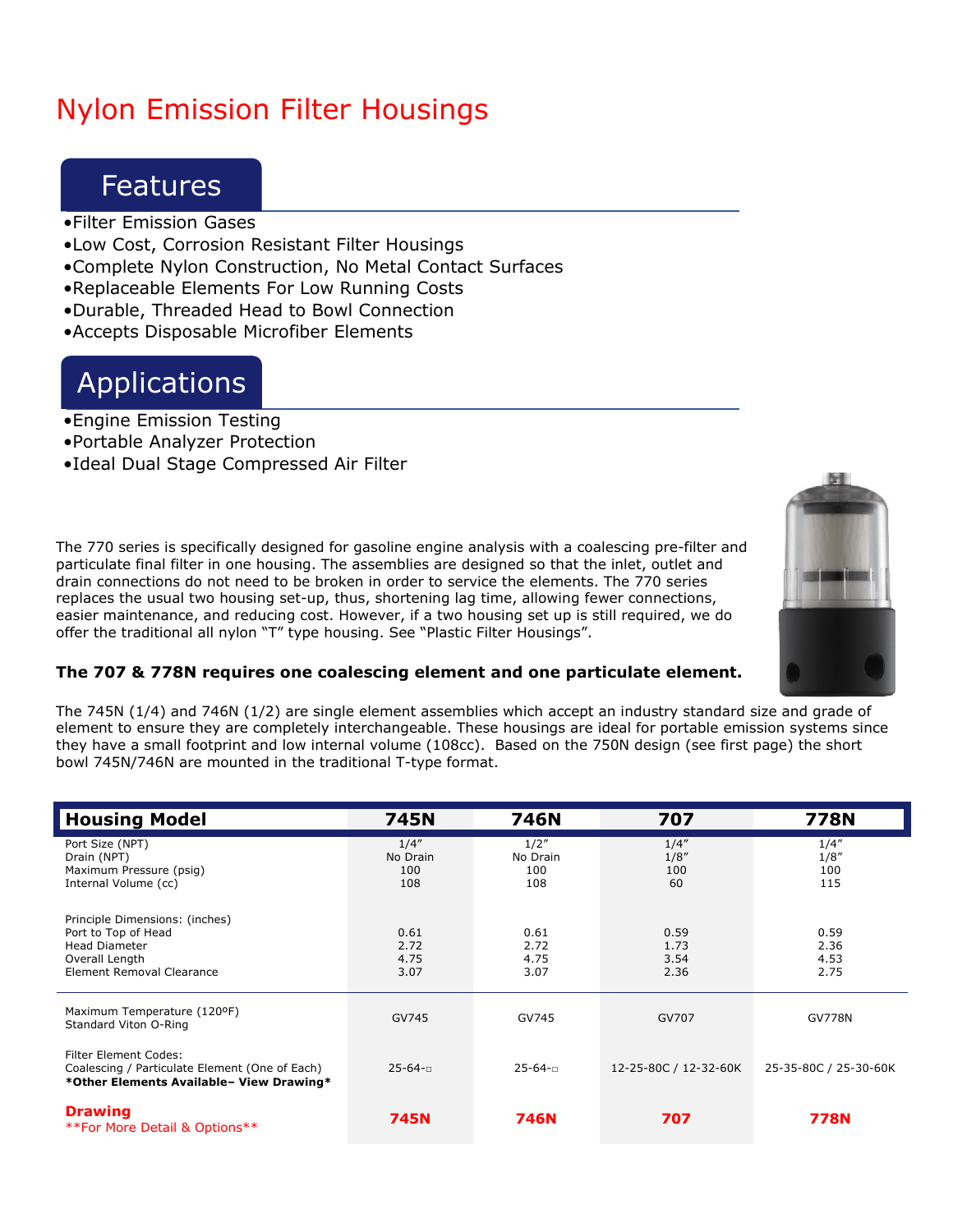# Nylon Emission Filter Housings

## Features

- Filter Emission Gases
- Low Cost, Corrosion Resistant Filter Housings
- Complete Nylon Construction, No Metal Contact Surfaces
- Replaceable Elements For Low Running Costs
- Durable, Threaded Head to Bowl Connection
- Accepts Disposable Microfiber Elements

## Applications

- Engine Emission Testing
- Portable Analyzer Protection
- Ideal Dual Stage Compressed Air Filter

The 770 series is specifically designed for gasoline engine analysis with a coalescing pre-filter and particulate final filter in one housing. The assemblies are designed so that the inlet, outlet and drain connections do not need to be broken in order to service the elements. The 770 series replaces the usual two housing set-up, thus, shortening lag time, allowing fewer connections, easier maintenance, and reducing cost. However, if a two housing set up is still required, we do offer the traditional all nylon "T" type housing. See "Plastic Filter Housings".

**The 707 & 778N requires one coalescing element and one particulate element.**

The 745N (1/4) and 746N (1/2) are single element assemblies which accept an industry standard size and grade of element to ensure they are completely interchangeable. These housings are ideal for portable emission systems since they have a small footprint and low internal volume (108cc). Based on the 750N design (see first page) the short bowl 745N/746N are mounted in the traditional T-type format.

| Housing Model | 745N | 746N | 707 | 778N |
|---|---|---|---|---|
| Port Size (NPT) | 1/4″ | 1/2″ | 1/4″ | 1/4″ |
| Drain (NPT) | No Drain | No Drain | 1/8″ | 1/8″ |
| Maximum Pressure (psig) | 100 | 100 | 100 | 100 |
| Internal Volume (cc) | 108 | 108 | 60 | 115 |
| Principle Dimensions: (inches) | | | | |
| Port to Top of Head | 0.61 | 0.61 | 0.59 | 0.59 |
| Head Diameter | 2.72 | 2.72 | 1.73 | 2.36 |
| Overall Length | 4.75 | 4.75 | 3.54 | 4.53 |
| Element Removal Clearance | 3.07 | 3.07 | 2.36 | 2.75 |
| Maximum Temperature (120ºF) Standard Viton O-Ring | GV745 | GV745 | GV707 | GV778N |
| Filter Element Codes: Coalescing / Particulate Element (One of Each) **\*Other Elements Available– View Drawing\*** | 25-64-□ | 25-64-□ | 12-25-80C / 12-32-60K | 25-35-80C / 25-30-60K |
| **Drawing** \*\*For More Detail & Options\*\* | **745N** | **746N** | **707** | **778N** |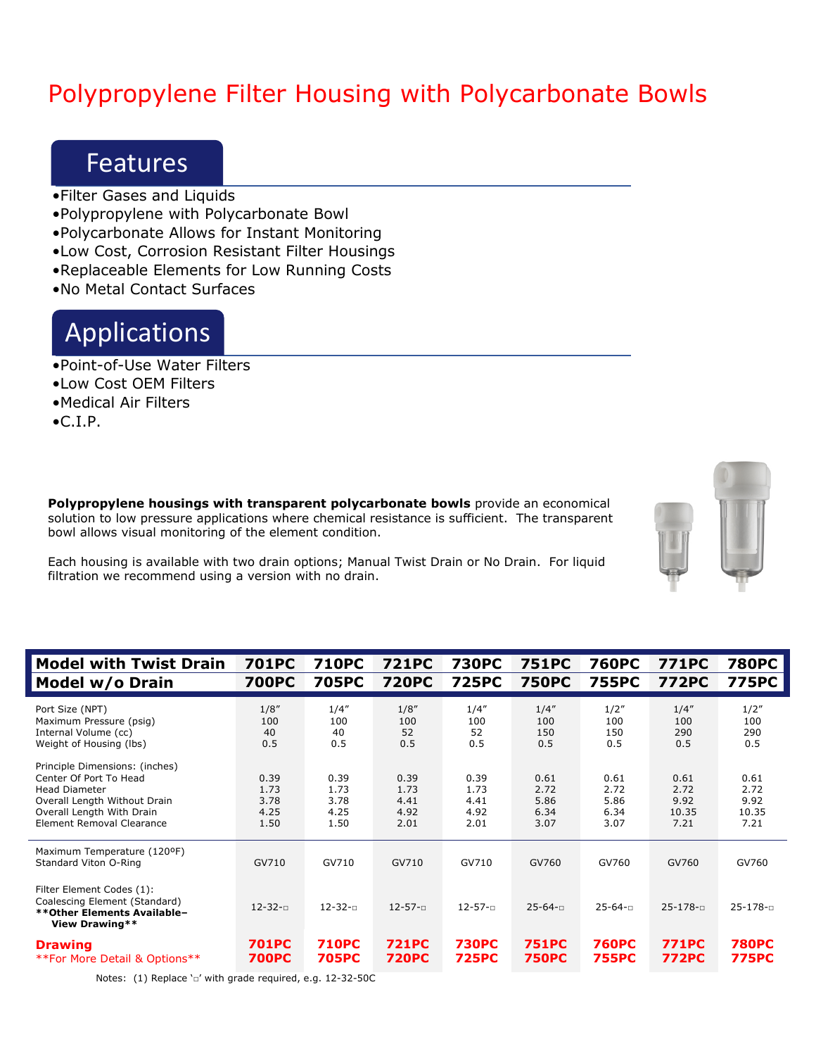# Polypropylene Filter Housing with Polycarbonate Bowls

## Features

- •Filter Gases and Liquids
- •Polypropylene with Polycarbonate Bowl
- •Polycarbonate Allows for Instant Monitoring
- •Low Cost, Corrosion Resistant Filter Housings
- •Replaceable Elements for Low Running Costs
- •No Metal Contact Surfaces

## Applications

- •Point-of-Use Water Filters
- •Low Cost OEM Filters
- •Medical Air Filters
- •C.I.P.

**Polypropylene housings with transparent polycarbonate bowls** provide an economical solution to low pressure applications where chemical resistance is sufficient. The transparent bowl allows visual monitoring of the element condition.

Each housing is available with two drain options; Manual Twist Drain or No Drain. For liquid filtration we recommend using a version with no drain.

| **Model with Twist Drain** | **701PC** | **710PC** | **721PC** | **730PC** | **751PC** | **760PC** | **771PC** | **780PC** |
|---|---|---|---|---|---|---|---|---|
| **Model w/o Drain** | **700PC** | **705PC** | **720PC** | **725PC** | **750PC** | **755PC** | **772PC** | **775PC** |
| Port Size (NPT) | 1/8″ | 1/4″ | 1/8″ | 1/4″ | 1/4″ | 1/2″ | 1/4″ | 1/2″ |
| Maximum Pressure (psig) | 100 | 100 | 100 | 100 | 100 | 100 | 100 | 100 |
| Internal Volume (cc) | 40 | 40 | 52 | 52 | 150 | 150 | 290 | 290 |
| Weight of Housing (lbs) | 0.5 | 0.5 | 0.5 | 0.5 | 0.5 | 0.5 | 0.5 | 0.5 |
| Principle Dimensions: (inches) | | | | | | | | |
| Center Of Port To Head | 0.39 | 0.39 | 0.39 | 0.39 | 0.61 | 0.61 | 0.61 | 0.61 |
| Head Diameter | 1.73 | 1.73 | 1.73 | 1.73 | 2.72 | 2.72 | 2.72 | 2.72 |
| Overall Length Without Drain | 3.78 | 3.78 | 4.41 | 4.41 | 5.86 | 5.86 | 9.92 | 9.92 |
| Overall Length With Drain | 4.25 | 4.25 | 4.92 | 4.92 | 6.34 | 6.34 | 10.35 | 10.35 |
| Element Removal Clearance | 1.50 | 1.50 | 2.01 | 2.01 | 3.07 | 3.07 | 7.21 | 7.21 |
| Maximum Temperature (120ºF) Standard Viton O-Ring | GV710 | GV710 | GV710 | GV710 | GV760 | GV760 | GV760 | GV760 |
| Filter Element Codes (1): Coalescing Element (Standard) **\*\*Other Elements Available– View Drawing\*\*** | 12-32-□ | 12-32-□ | 12-57-□ | 12-57-□ | 25-64-□ | 25-64-□ | 25-178-□ | 25-178-□ |
| **Drawing** \*\*For More Detail & Options\*\* | **701PC 700PC** | **710PC 705PC** | **721PC 720PC** | **730PC 725PC** | **751PC 750PC** | **760PC 755PC** | **771PC 772PC** | **780PC 775PC** |

Notes: (1) Replace '□' with grade required, e.g. 12-32-50C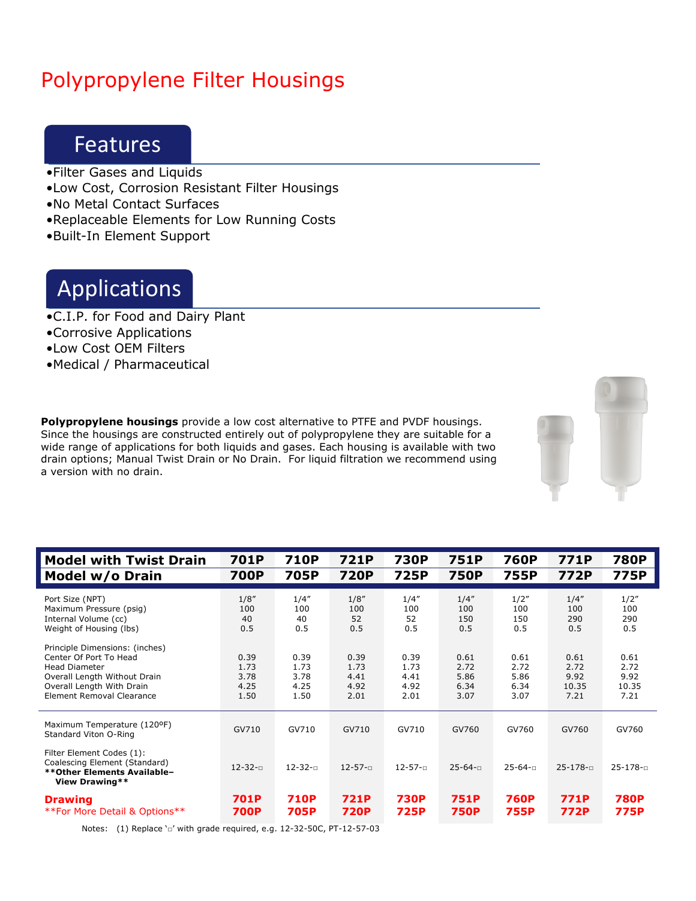# Polypropylene Filter Housings

## Features

- •Filter Gases and Liquids
- •Low Cost, Corrosion Resistant Filter Housings
- •No Metal Contact Surfaces
- •Replaceable Elements for Low Running Costs
- •Built-In Element Support

## Applications

- •C.I.P. for Food and Dairy Plant
- •Corrosive Applications
- •Low Cost OEM Filters
- •Medical / Pharmaceutical

**Polypropylene housings** provide a low cost alternative to PTFE and PVDF housings. Since the housings are constructed entirely out of polypropylene they are suitable for a wide range of applications for both liquids and gases. Each housing is available with two drain options; Manual Twist Drain or No Drain. For liquid filtration we recommend using a version with no drain.

| **Model with Twist Drain** | **701P** | **710P** | **721P** | **730P** | **751P** | **760P** | **771P** | **780P** |
|---|---|---|---|---|---|---|---|---|
| **Model w/o Drain** | **700P** | **705P** | **720P** | **725P** | **750P** | **755P** | **772P** | **775P** |
| Port Size (NPT) | 1/8″ | 1/4″ | 1/8″ | 1/4″ | 1/4″ | 1/2″ | 1/4″ | 1/2″ |
| Maximum Pressure (psig) | 100 | 100 | 100 | 100 | 100 | 100 | 100 | 100 |
| Internal Volume (cc) | 40 | 40 | 52 | 52 | 150 | 150 | 290 | 290 |
| Weight of Housing (lbs) | 0.5 | 0.5 | 0.5 | 0.5 | 0.5 | 0.5 | 0.5 | 0.5 |
| Principle Dimensions: (inches) | | | | | | | | |
| Center Of Port To Head | 0.39 | 0.39 | 0.39 | 0.39 | 0.61 | 0.61 | 0.61 | 0.61 |
| Head Diameter | 1.73 | 1.73 | 1.73 | 1.73 | 2.72 | 2.72 | 2.72 | 2.72 |
| Overall Length Without Drain | 3.78 | 3.78 | 4.41 | 4.41 | 5.86 | 5.86 | 9.92 | 9.92 |
| Overall Length With Drain | 4.25 | 4.25 | 4.92 | 4.92 | 6.34 | 6.34 | 10.35 | 10.35 |
| Element Removal Clearance | 1.50 | 1.50 | 2.01 | 2.01 | 3.07 | 3.07 | 7.21 | 7.21 |
| Maximum Temperature (120ºF) Standard Viton O-Ring | GV710 | GV710 | GV710 | GV710 | GV760 | GV760 | GV760 | GV760 |
| Filter Element Codes (1): Coalescing Element (Standard) **Other Elements Available– View Drawing** | 12-32-□ | 12-32-□ | 12-57-□ | 12-57-□ | 25-64-□ | 25-64-□ | 25-178-□ | 25-178-□ |
| **Drawing** **For More Detail & Options** | **701P 700P** | **710P 705P** | **721P 720P** | **730P 725P** | **751P 750P** | **760P 755P** | **771P 772P** | **780P 775P** |

Notes: (1) Replace '□' with grade required, e.g. 12-32-50C, PT-12-57-03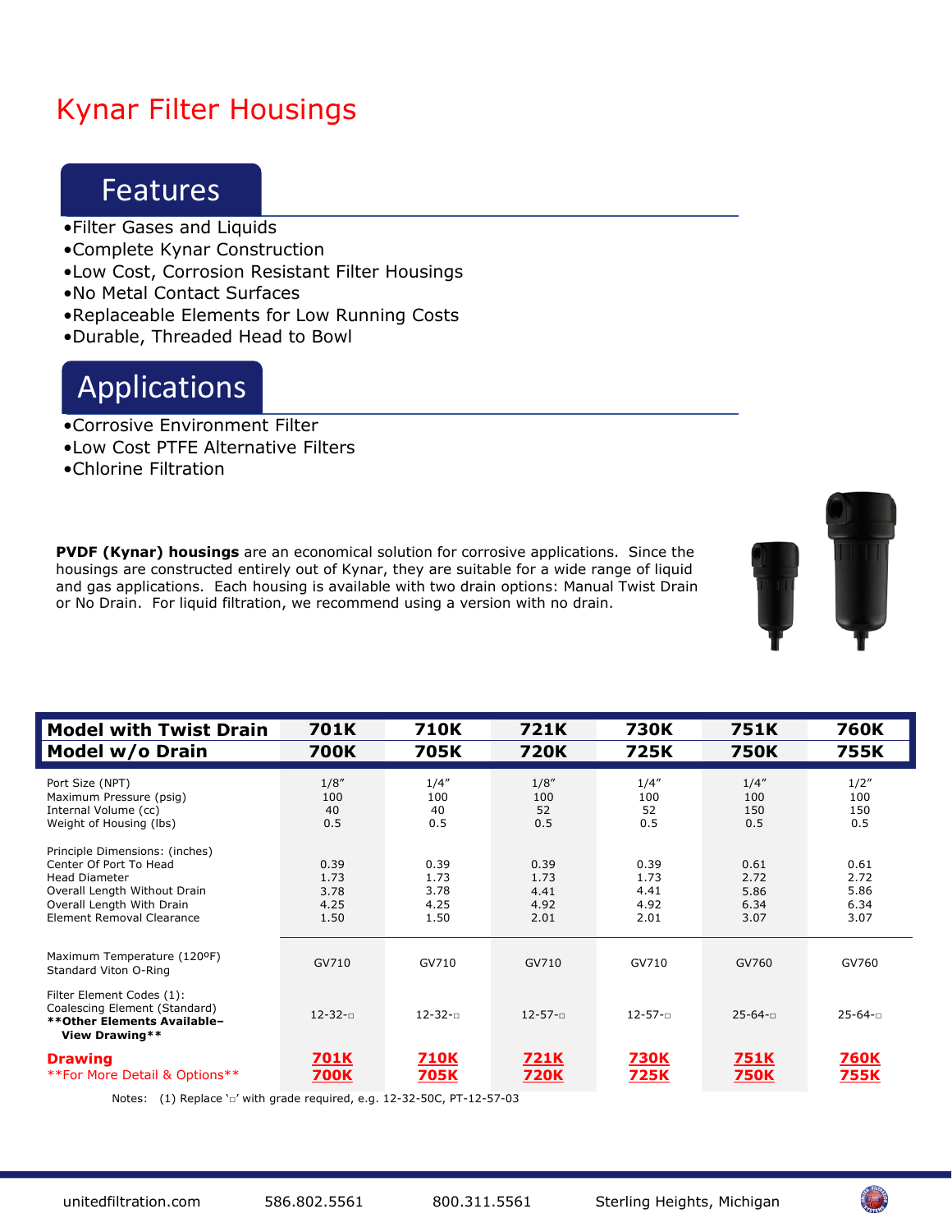# Kynar Filter Housings

## Features

- •Filter Gases and Liquids
- •Complete Kynar Construction
- •Low Cost, Corrosion Resistant Filter Housings
- •No Metal Contact Surfaces
- •Replaceable Elements for Low Running Costs
- •Durable, Threaded Head to Bowl

## Applications

- •Corrosive Environment Filter
- •Low Cost PTFE Alternative Filters
- •Chlorine Filtration

**PVDF (Kynar) housings** are an economical solution for corrosive applications. Since the housings are constructed entirely out of Kynar, they are suitable for a wide range of liquid and gas applications. Each housing is available with two drain options: Manual Twist Drain or No Drain. For liquid filtration, we recommend using a version with no drain.

| **Model with Twist Drain** | **701K** | **710K** | **721K** | **730K** | **751K** | **760K** |
|---|---|---|---|---|---|---|
| **Model w/o Drain** | **700K** | **705K** | **720K** | **725K** | **750K** | **755K** |
| Port Size (NPT) | 1/8″ | 1/4″ | 1/8″ | 1/4″ | 1/4″ | 1/2″ |
| Maximum Pressure (psig) | 100 | 100 | 100 | 100 | 100 | 100 |
| Internal Volume (cc) | 40 | 40 | 52 | 52 | 150 | 150 |
| Weight of Housing (lbs) | 0.5 | 0.5 | 0.5 | 0.5 | 0.5 | 0.5 |
| Principle Dimensions: (inches) | | | | | | |
| Center Of Port To Head | 0.39 | 0.39 | 0.39 | 0.39 | 0.61 | 0.61 |
| Head Diameter | 1.73 | 1.73 | 1.73 | 1.73 | 2.72 | 2.72 |
| Overall Length Without Drain | 3.78 | 3.78 | 4.41 | 4.41 | 5.86 | 5.86 |
| Overall Length With Drain | 4.25 | 4.25 | 4.92 | 4.92 | 6.34 | 6.34 |
| Element Removal Clearance | 1.50 | 1.50 | 2.01 | 2.01 | 3.07 | 3.07 |
| Maximum Temperature (120ºF) Standard Viton O-Ring | GV710 | GV710 | GV710 | GV710 | GV760 | GV760 |
| Filter Element Codes (1): Coalescing Element (Standard) **\*\*Other Elements Available– View Drawing\*\*** | 12-32-□ | 12-32-□ | 12-57-□ | 12-57-□ | 25-64-□ | 25-64-□ |
| **Drawing** \*\*For More Detail & Options\*\* | 701K 700K | 710K 705K | 721K 720K | 730K 725K | 751K 750K | 760K 755K |

Notes: (1) Replace '□' with grade required, e.g. 12-32-50C, PT-12-57-03

unitedfiltration.com 586.802.5561 800.311.5561 Sterling Heights, Michigan